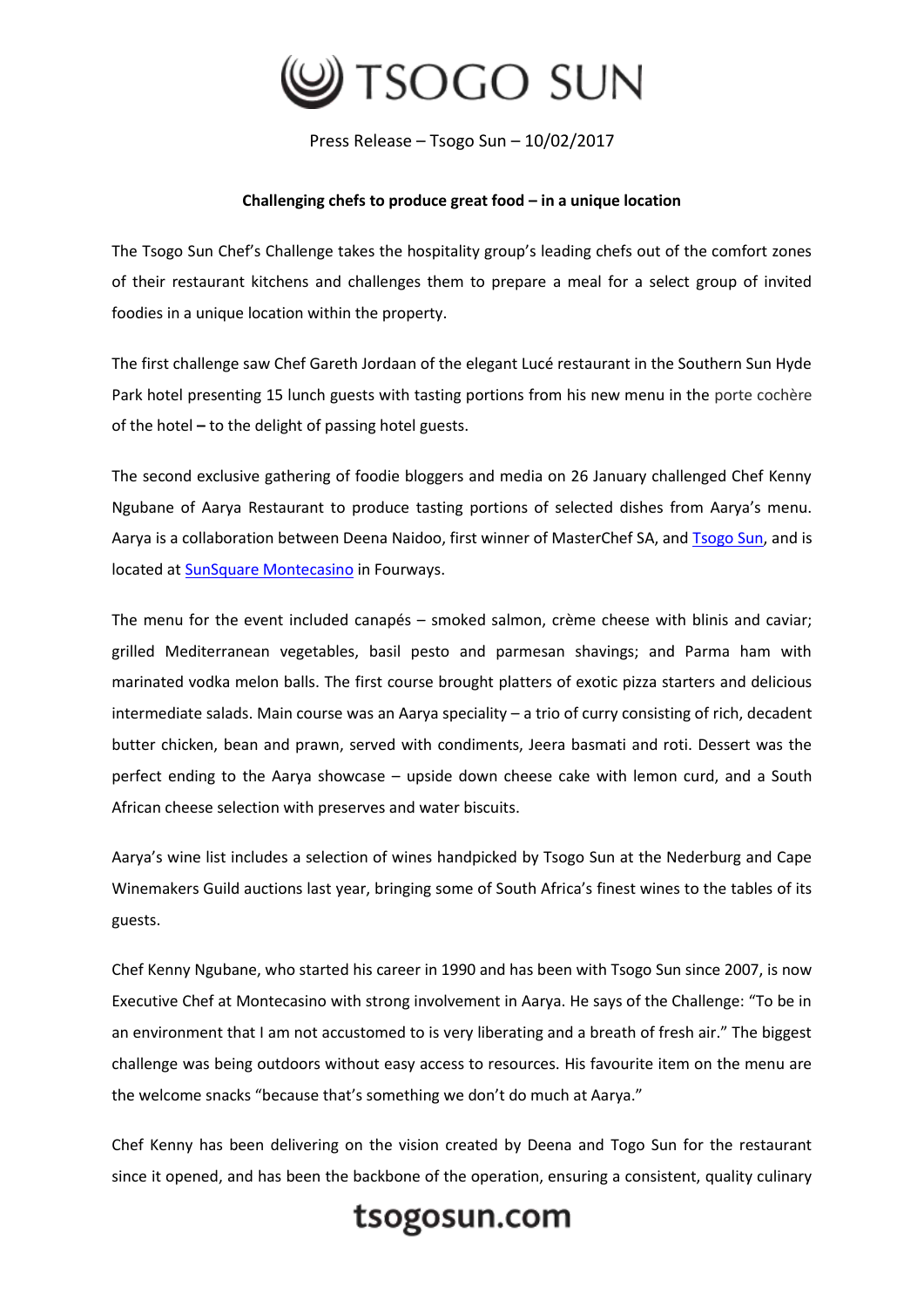# TSOGO SUN

Press Release – Tsogo Sun – 10/02/2017

**Challenging chefs to produce great food – in a unique location**

The Tsogo Sun Chef's Challenge takes the hospitality group's leading chefs out of the comfort zones of their restaurant kitchens and challenges them to prepare a meal for a select group of invited foodies in a unique location within the property.

The first challenge saw Chef Gareth Jordaan of the elegant Lucé restaurant in the Southern Sun Hyde Park hotel presenting 15 lunch guests with tasting portions from his new menu in the porte cochère of the hotel **–** to the delight of passing hotel guests.

The second exclusive gathering of foodie bloggers and media on 26 January challenged Chef Kenny Ngubane of Aarya Restaurant to produce tasting portions of selected dishes from Aarya's menu. Aarya is a collaboration between Deena Naidoo, first winner of MasterChef SA, and [Tsogo Sun](), and is located at [SunSquare Montecasino]() in Fourways.

The menu for the event included canapés – smoked salmon, crème cheese with blinis and caviar; grilled Mediterranean vegetables, basil pesto and parmesan shavings; and Parma ham with marinated vodka melon balls. The first course brought platters of exotic pizza starters and delicious intermediate salads. Main course was an Aarya speciality – a trio of curry consisting of rich, decadent butter chicken, bean and prawn, served with condiments, Jeera basmati and roti. Dessert was the perfect ending to the Aarya showcase – upside down cheese cake with lemon curd, and a South African cheese selection with preserves and water biscuits.

Aarya's wine list includes a selection of wines handpicked by Tsogo Sun at the Nederburg and Cape Winemakers Guild auctions last year, bringing some of South Africa's finest wines to the tables of its guests.

Chef Kenny Ngubane, who started his career in 1990 and has been with Tsogo Sun since 2007, is now Executive Chef at Montecasino with strong involvement in Aarya. He says of the Challenge: "To be in an environment that I am not accustomed to is very liberating and a breath of fresh air." The biggest challenge was being outdoors without easy access to resources. His favourite item on the menu are the welcome snacks "because that's something we don't do much at Aarya."

Chef Kenny has been delivering on the vision created by Deena and Togo Sun for the restaurant since it opened, and has been the backbone of the operation, ensuring a consistent, quality culinary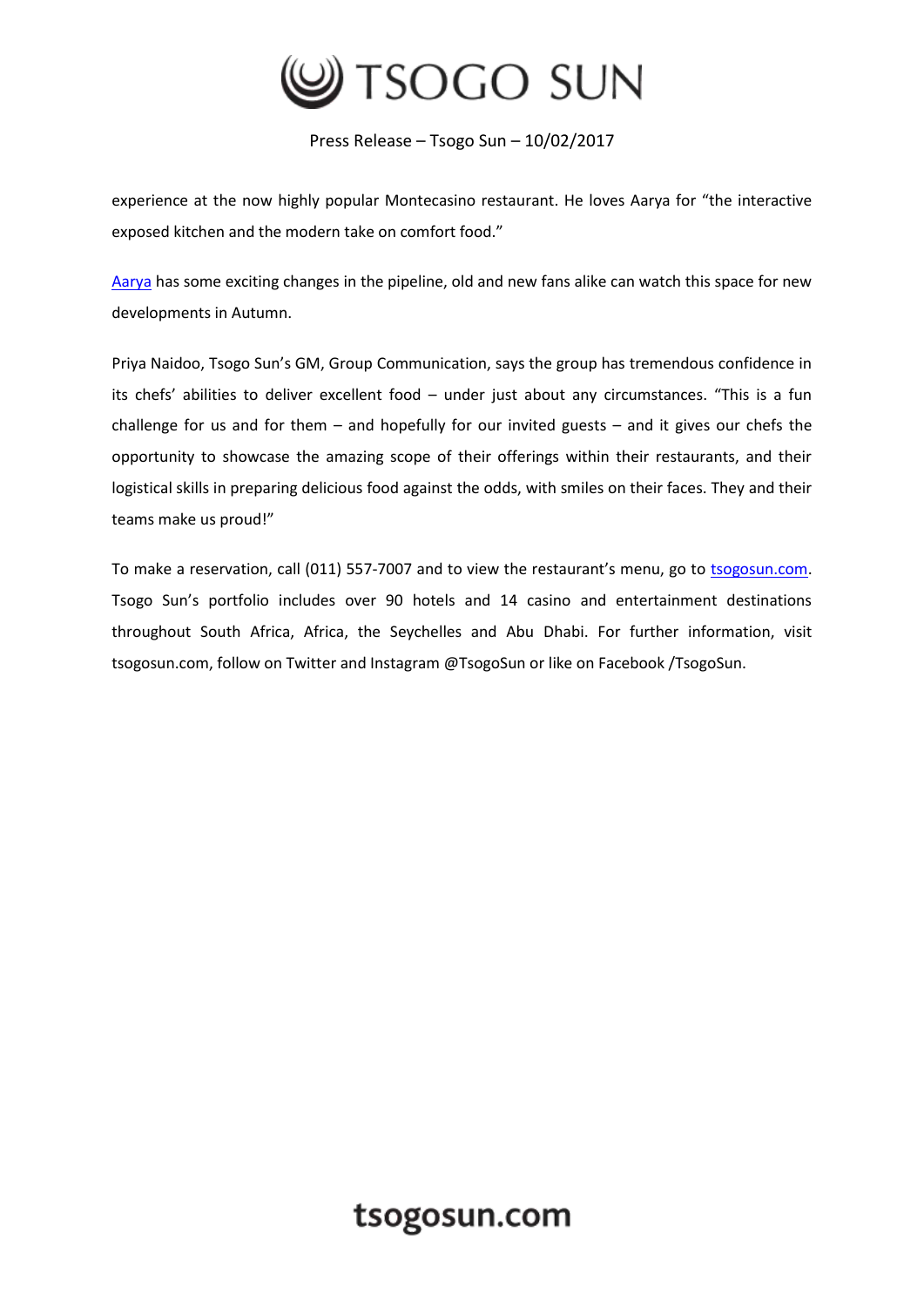experience at the now highly popular Montecasino restaurant. He loves Aarya for "the interactive exposed kitchen and the modern take on comfort food."

Aarya has some exciting changes in the pipeline, old and new fans alike can watch this space for new developments in Autumn.

Priya Naidoo, Tsogo Sun's GM, Group Communication, says the group has tremendous confidence in its chefs' abilities to deliver excellent food – under just about any circumstances. "This is a fun challenge for us and for them – and hopefully for our invited guests – and it gives our chefs the opportunity to showcase the amazing scope of their offerings within their restaurants, and their logistical skills in preparing delicious food against the odds, with smiles on their faces. They and their teams make us proud!"

To make a reservation, call (011) 557-7007 and to view the restaurant's menu, go to tsogosun.com. Tsogo Sun's portfolio includes over 90 hotels and 14 casino and entertainment destinations throughout South Africa, Africa, the Seychelles and Abu Dhabi. For further information, visit tsogosun.com, follow on Twitter and Instagram @TsogoSun or like on Facebook /TsogoSun.